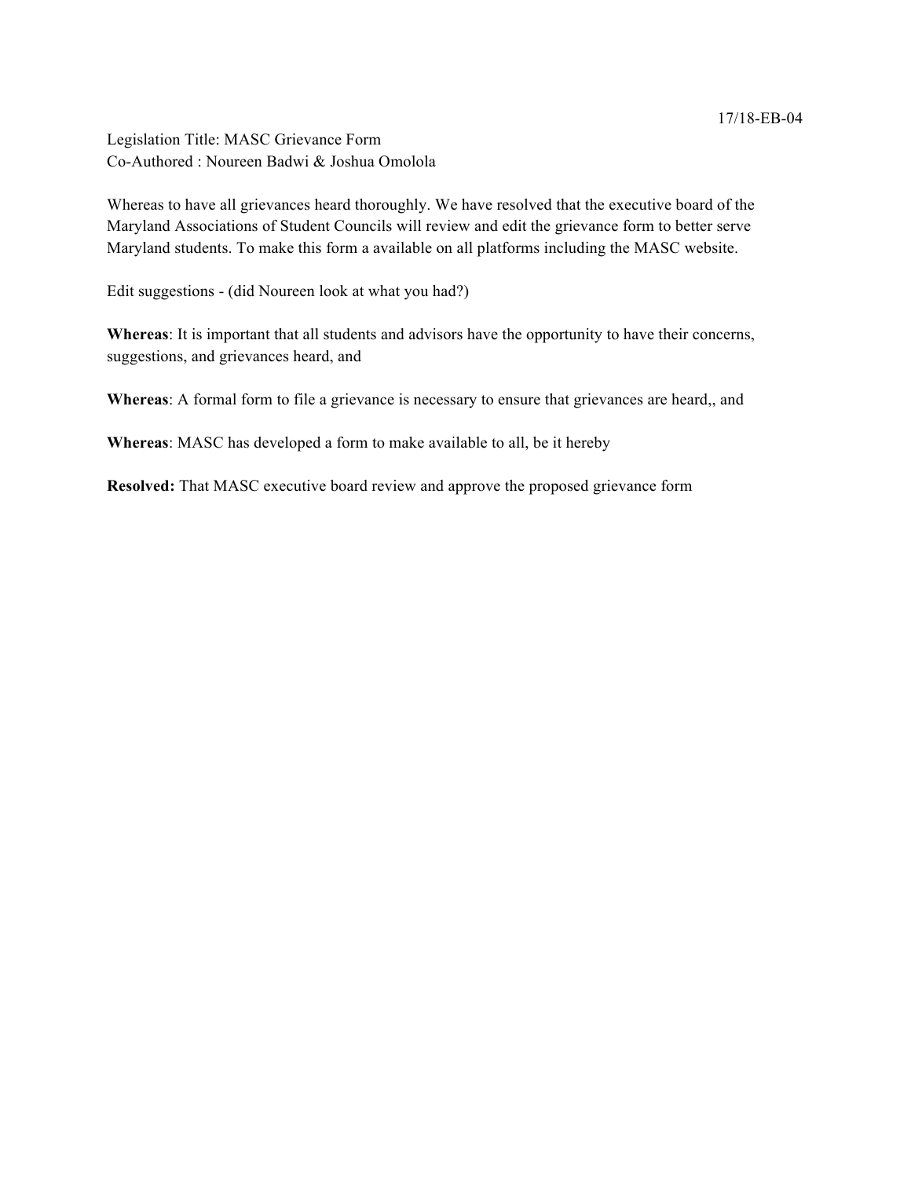17/18-EB-04

Legislation Title: MASC Grievance Form
Co-Authored : Noureen Badwi & Joshua Omolola

Whereas to have all grievances heard thoroughly. We have resolved that the executive board of the Maryland Associations of Student Councils will review and edit the grievance form to better serve Maryland students. To make this form a available on all platforms including the MASC website.

Edit suggestions - (did Noureen look at what you had?)

**Whereas**: It is important that all students and advisors have the opportunity to have their concerns, suggestions, and grievances heard, and

**Whereas**: A formal form to file a grievance is necessary to ensure that grievances are heard,, and

**Whereas**: MASC has developed a form to make available to all, be it hereby

**Resolved:** That MASC executive board review and approve the proposed grievance form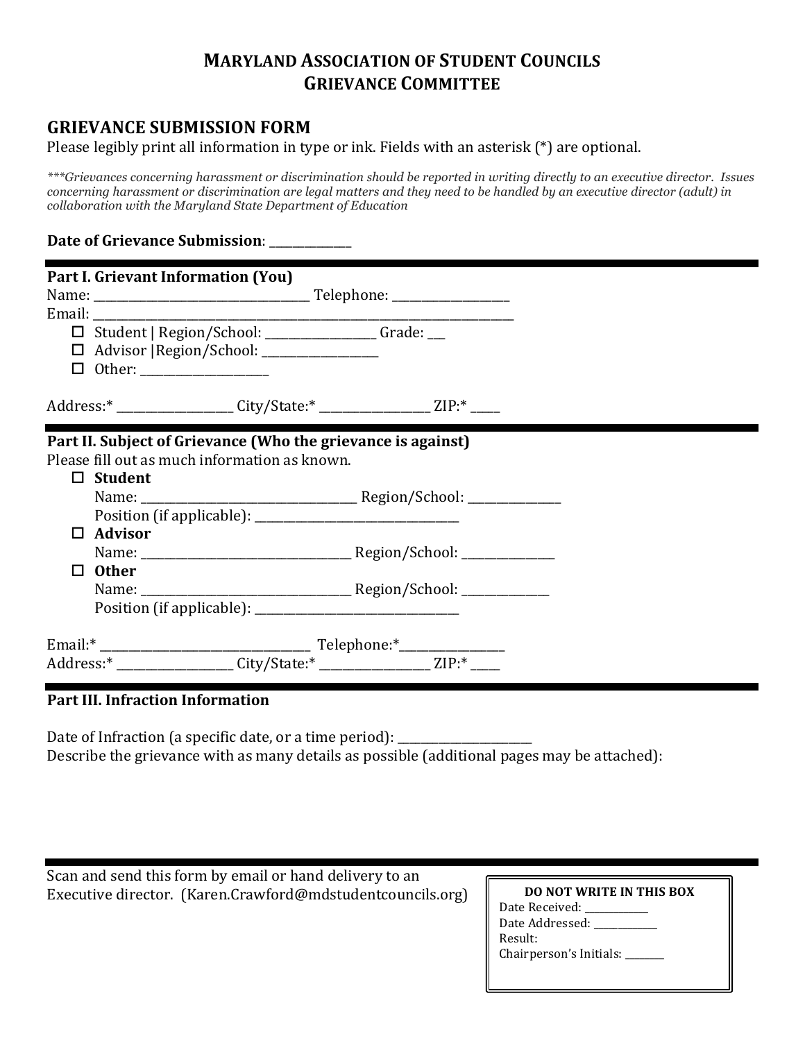# MARYLAND ASSOCIATION OF STUDENT COUNCILS
# GRIEVANCE COMMITTEE

## GRIEVANCE SUBMISSION FORM

Please legibly print all information in type or ink. Fields with an asterisk (*) are optional.

****Grievances concerning harassment or discrimination should be reported in writing directly to an executive director. Issues concerning harassment or discrimination are legal matters and they need to be handled by an executive director (adult) in collaboration with the Maryland State Department of Education*

**Date of Grievance Submission**: _____________

---

**Part I. Grievant Information (You)**

Name: ___________________________________ Telephone: ___________________

Email: ___________________________________________________________________________

- ☐ Student | Region/School: __________________ Grade: ___
- ☐ Advisor |Region/School: ___________________
- ☐ Other: _____________________

Address:* ___________________ City/State:* __________________ ZIP:* _____

---

**Part II. Subject of Grievance (Who the grievance is against)**

Please fill out as much information as known.

- ☐ **Student**
  Name: ____________________________________ Region/School: _______________
  Position (if applicable): _________________________________
- ☐ **Advisor**
  Name: ___________________________________ Region/School: _______________
- ☐ **Other**
  Name: ___________________________________ Region/School: ______________
  Position (if applicable): _________________________________

Email:* _________________________________ Telephone:*_________________

Address:* ___________________ City/State:* __________________ ZIP:* _____

---

**Part III. Infraction Information**

Date of Infraction (a specific date, or a time period): ______________________

Describe the grievance with as many details as possible (additional pages may be attached):

---

Scan and send this form by email or hand delivery to an Executive director. (Karen.Crawford@mdstudentcouncils.org)

**DO NOT WRITE IN THIS BOX**

Date Received: ____________

Date Addressed: ____________

Result:

Chairperson's Initials: _______